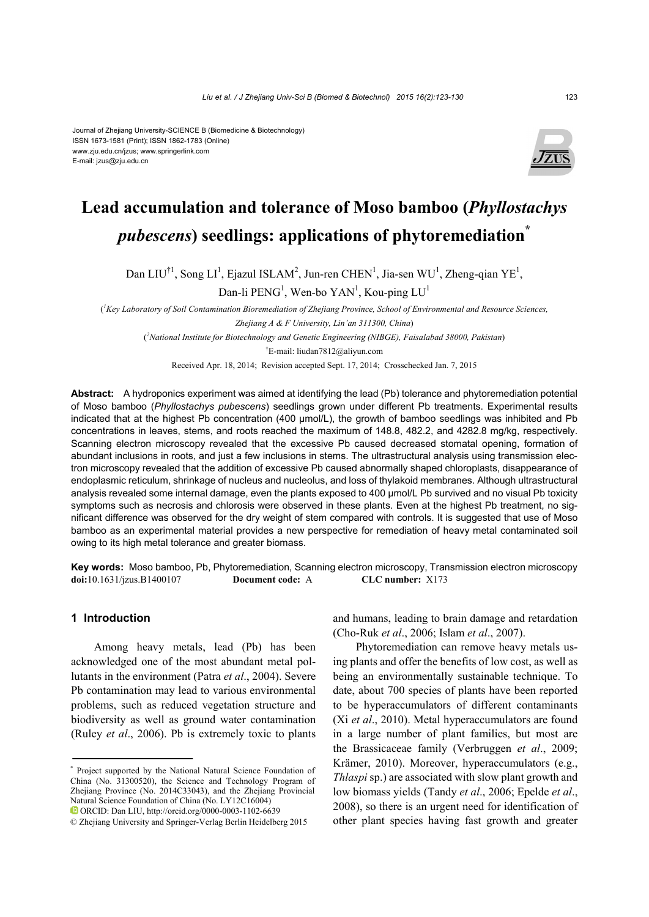Journal of Zhejiang University-SCIENCE B (Biomedicine & Biotechnology)
ISSN 1673-1581 (Print); ISSN 1862-1783 (Online)
www.zju.edu.cn/jzus; www.springerlink.com
E-mail: jzus@zju.edu.cn

# Lead accumulation and tolerance of Moso bamboo (*Phyllostachys pubescens*) seedlings: applications of phytoremediation*

Dan LIU[†1], Song LI[1], Ejazul ISLAM[2], Jun-ren CHEN[1], Jia-sen WU[1], Zheng-qian YE[1], Dan-li PENG[1], Wen-bo YAN[1], Kou-ping LU[1]

([1]Key Laboratory of Soil Contamination Bioremediation of Zhejiang Province, School of Environmental and Resource Sciences, Zhejiang A & F University, Lin'an 311300, China)

([2]National Institute for Biotechnology and Genetic Engineering (NIBGE), Faisalabad 38000, Pakistan)

[†]E-mail: liudan7812@aliyun.com

Received Apr. 18, 2014; Revision accepted Sept. 17, 2014; Crosschecked Jan. 7, 2015

**Abstract:** A hydroponics experiment was aimed at identifying the lead (Pb) tolerance and phytoremediation potential of Moso bamboo (*Phyllostachys pubescens*) seedlings grown under different Pb treatments. Experimental results indicated that at the highest Pb concentration (400 μmol/L), the growth of bamboo seedlings was inhibited and Pb concentrations in leaves, stems, and roots reached the maximum of 148.8, 482.2, and 4282.8 mg/kg, respectively. Scanning electron microscopy revealed that the excessive Pb caused decreased stomatal opening, formation of abundant inclusions in roots, and just a few inclusions in stems. The ultrastructural analysis using transmission electron microscopy revealed that the addition of excessive Pb caused abnormally shaped chloroplasts, disappearance of endoplasmic reticulum, shrinkage of nucleus and nucleolus, and loss of thylakoid membranes. Although ultrastructural analysis revealed some internal damage, even the plants exposed to 400 μmol/L Pb survived and no visual Pb toxicity symptoms such as necrosis and chlorosis were observed in these plants. Even at the highest Pb treatment, no significant difference was observed for the dry weight of stem compared with controls. It is suggested that use of Moso bamboo as an experimental material provides a new perspective for remediation of heavy metal contaminated soil owing to its high metal tolerance and greater biomass.

**Key words:** Moso bamboo, Pb, Phytoremediation, Scanning electron microscopy, Transmission electron microscopy
**doi:**10.1631/jzus.B1400107 **Document code:** A **CLC number:** X173

## 1 Introduction

Among heavy metals, lead (Pb) has been acknowledged one of the most abundant metal pollutants in the environment (Patra *et al*., 2004). Severe Pb contamination may lead to various environmental problems, such as reduced vegetation structure and biodiversity as well as ground water contamination (Ruley *et al*., 2006). Pb is extremely toxic to plants and humans, leading to brain damage and retardation (Cho-Ruk *et al*., 2006; Islam *et al*., 2007).

Phytoremediation can remove heavy metals using plants and offer the benefits of low cost, as well as being an environmentally sustainable technique. To date, about 700 species of plants have been reported to be hyperaccumulators of different contaminants (Xi *et al*., 2010). Metal hyperaccumulators are found in a large number of plant families, but most are the Brassicaceae family (Verbruggen *et al*., 2009; Krämer, 2010). Moreover, hyperaccumulators (e.g., *Thlaspi* sp.) are associated with slow plant growth and low biomass yields (Tandy *et al*., 2006; Epelde *et al*., 2008), so there is an urgent need for identification of other plant species having fast growth and greater

---

* Project supported by the National Natural Science Foundation of China (No. 31300520), the Science and Technology Program of Zhejiang Province (No. 2014C33043), and the Zhejiang Provincial Natural Science Foundation of China (No. LY12C16004)

ORCID: Dan LIU, http://orcid.org/0000-0003-1102-6639

© Zhejiang University and Springer-Verlag Berlin Heidelberg 2015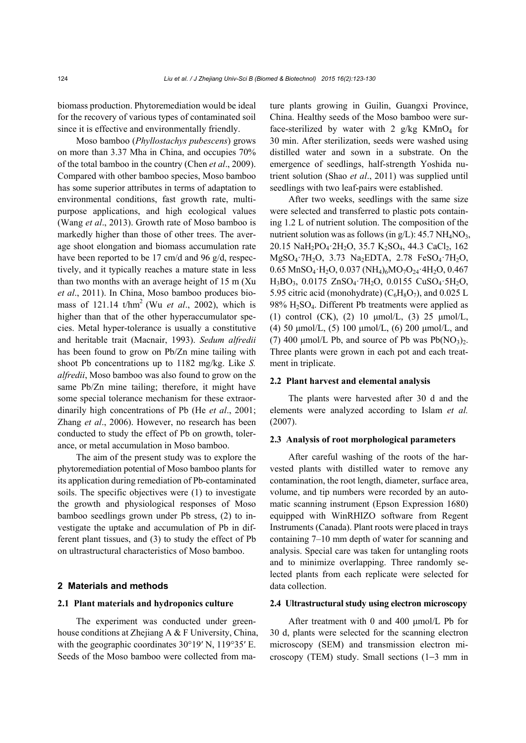biomass production. Phytoremediation would be ideal for the recovery of various types of contaminated soil since it is effective and environmentally friendly.

Moso bamboo (*Phyllostachys pubescens*) grows on more than 3.37 Mha in China, and occupies 70% of the total bamboo in the country (Chen *et al*., 2009). Compared with other bamboo species, Moso bamboo has some superior attributes in terms of adaptation to environmental conditions, fast growth rate, multipurpose applications, and high ecological values (Wang *et al*., 2013). Growth rate of Moso bamboo is markedly higher than those of other trees. The average shoot elongation and biomass accumulation rate have been reported to be 17 cm/d and 96 g/d, respectively, and it typically reaches a mature state in less than two months with an average height of 15 m (Xu *et al*., 2011). In China, Moso bamboo produces biomass of 121.14 t/hm$^2$ (Wu *et al*., 2002), which is higher than that of the other hyperaccumulator species. Metal hyper-tolerance is usually a constitutive and heritable trait (Macnair, 1993). *Sedum alfredii* has been found to grow on Pb/Zn mine tailing with shoot Pb concentrations up to 1182 mg/kg. Like *S. alfredii*, Moso bamboo was also found to grow on the same Pb/Zn mine tailing; therefore, it might have some special tolerance mechanism for these extraordinarily high concentrations of Pb (He *et al*., 2001; Zhang *et al*., 2006). However, no research has been conducted to study the effect of Pb on growth, tolerance, or metal accumulation in Moso bamboo.

The aim of the present study was to explore the phytoremediation potential of Moso bamboo plants for its application during remediation of Pb-contaminated soils. The specific objectives were (1) to investigate the growth and physiological responses of Moso bamboo seedlings grown under Pb stress, (2) to investigate the uptake and accumulation of Pb in different plant tissues, and (3) to study the effect of Pb on ultrastructural characteristics of Moso bamboo.

## 2 Materials and methods

### 2.1 Plant materials and hydroponics culture

The experiment was conducted under greenhouse conditions at Zhejiang A & F University, China, with the geographic coordinates 30°19′ N, 119°35′ E. Seeds of the Moso bamboo were collected from mature plants growing in Guilin, Guangxi Province, China. Healthy seeds of the Moso bamboo were surface-sterilized by water with 2 g/kg $KMnO_4$ for 30 min. After sterilization, seeds were washed using distilled water and sown in a substrate. On the emergence of seedlings, half-strength Yoshida nutrient solution (Shao *et al*., 2011) was supplied until seedlings with two leaf-pairs were established.

After two weeks, seedlings with the same size were selected and transferred to plastic pots containing 1.2 L of nutrient solution. The composition of the nutrient solution was as follows (in g/L): 45.7 $NH_4NO_3$, 20.15 $NaH_2PO_4{\cdot}2H_2O$, 35.7 $K_2SO_4$, 44.3 $CaCl_2$, 162 $MgSO_4{\cdot}7H_2O$, 3.73 $Na_2EDTA$, 2.78 $FeSO_4{\cdot}7H_2O$, 0.65 $MnSO_4{\cdot}H_2O$, 0.037 $(NH_4)_6MO_7O_{24}{\cdot}4H_2O$, 0.467 $H_3BO_3$, 0.0175 $ZnSO_4{\cdot}7H_2O$, 0.0155 $CuSO_4{\cdot}5H_2O$, 5.95 citric acid (monohydrate) ($C_6H_8O_7$), and 0.025 L 98% $H_2SO_4$. Different Pb treatments were applied as (1) control (CK), (2) 10 μmol/L, (3) 25 μmol/L, (4) 50 μmol/L, (5) 100 μmol/L, (6) 200 μmol/L, and (7) 400 μmol/L Pb, and source of Pb was $Pb(NO_3)_2$. Three plants were grown in each pot and each treatment in triplicate.

### 2.2 Plant harvest and elemental analysis

The plants were harvested after 30 d and the elements were analyzed according to Islam *et al.* (2007).

### 2.3 Analysis of root morphological parameters

After careful washing of the roots of the harvested plants with distilled water to remove any contamination, the root length, diameter, surface area, volume, and tip numbers were recorded by an automatic scanning instrument (Epson Expression 1680) equipped with WinRHIZO software from Regent Instruments (Canada). Plant roots were placed in trays containing 7–10 mm depth of water for scanning and analysis. Special care was taken for untangling roots and to minimize overlapping. Three randomly selected plants from each replicate were selected for data collection.

### 2.4 Ultrastructural study using electron microscopy

After treatment with 0 and 400 μmol/L Pb for 30 d, plants were selected for the scanning electron microscopy (SEM) and transmission electron microscopy (TEM) study. Small sections (1–3 mm in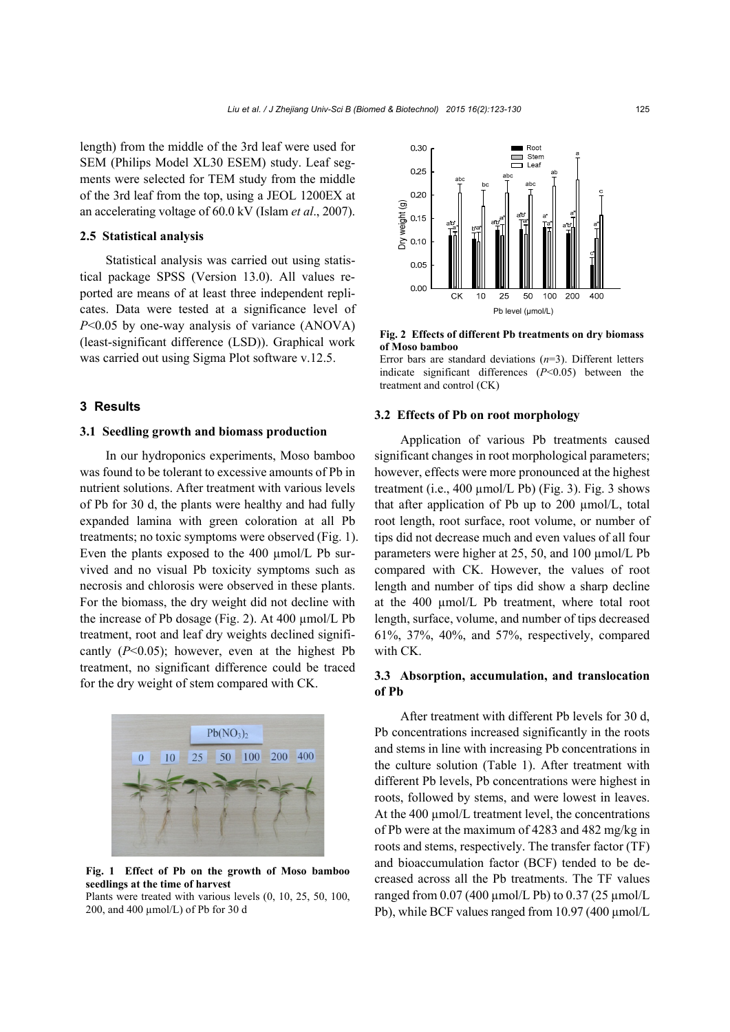length) from the middle of the 3rd leaf were used for SEM (Philips Model XL30 ESEM) study. Leaf segments were selected for TEM study from the middle of the 3rd leaf from the top, using a JEOL 1200EX at an accelerating voltage of 60.0 kV (Islam *et al*., 2007).

### 2.5 Statistical analysis

Statistical analysis was carried out using statistical package SPSS (Version 13.0). All values reported are means of at least three independent replicates. Data were tested at a significance level of $P<0.05$ by one-way analysis of variance (ANOVA) (least-significant difference (LSD)). Graphical work was carried out using Sigma Plot software v.12.5.

## 3 Results

### 3.1 Seedling growth and biomass production

In our hydroponics experiments, Moso bamboo was found to be tolerant to excessive amounts of Pb in nutrient solutions. After treatment with various levels of Pb for 30 d, the plants were healthy and had fully expanded lamina with green coloration at all Pb treatments; no toxic symptoms were observed (Fig. 1). Even the plants exposed to the 400 μmol/L Pb survived and no visual Pb toxicity symptoms such as necrosis and chlorosis were observed in these plants. For the biomass, the dry weight did not decline with the increase of Pb dosage (Fig. 2). At 400 μmol/L Pb treatment, root and leaf dry weights declined significantly ($P<0.05$); however, even at the highest Pb treatment, no significant difference could be traced for the dry weight of stem compared with CK.

**Fig. 1 Effect of Pb on the growth of Moso bamboo seedlings at the time of harvest**

Plants were treated with various levels (0, 10, 25, 50, 100, 200, and 400 μmol/L) of Pb for 30 d

**Fig. 2 Effects of different Pb treatments on dry biomass of Moso bamboo**

Error bars are standard deviations ($n$=3). Different letters indicate significant differences ($P<0.05$) between the treatment and control (CK)

### 3.2 Effects of Pb on root morphology

Application of various Pb treatments caused significant changes in root morphological parameters; however, effects were more pronounced at the highest treatment (i.e., 400 μmol/L Pb) (Fig. 3). Fig. 3 shows that after application of Pb up to 200 μmol/L, total root length, root surface, root volume, or number of tips did not decrease much and even values of all four parameters were higher at 25, 50, and 100 μmol/L Pb compared with CK. However, the values of root length and number of tips did show a sharp decline at the 400 μmol/L Pb treatment, where total root length, surface, volume, and number of tips decreased 61%, 37%, 40%, and 57%, respectively, compared with CK.

### 3.3 Absorption, accumulation, and translocation of Pb

After treatment with different Pb levels for 30 d, Pb concentrations increased significantly in the roots and stems in line with increasing Pb concentrations in the culture solution (Table 1). After treatment with different Pb levels, Pb concentrations were highest in roots, followed by stems, and were lowest in leaves. At the 400 μmol/L treatment level, the concentrations of Pb were at the maximum of 4283 and 482 mg/kg in roots and stems, respectively. The transfer factor (TF) and bioaccumulation factor (BCF) tended to be decreased across all the Pb treatments. The TF values ranged from 0.07 (400 μmol/L Pb) to 0.37 (25 μmol/L Pb), while BCF values ranged from 10.97 (400 μmol/L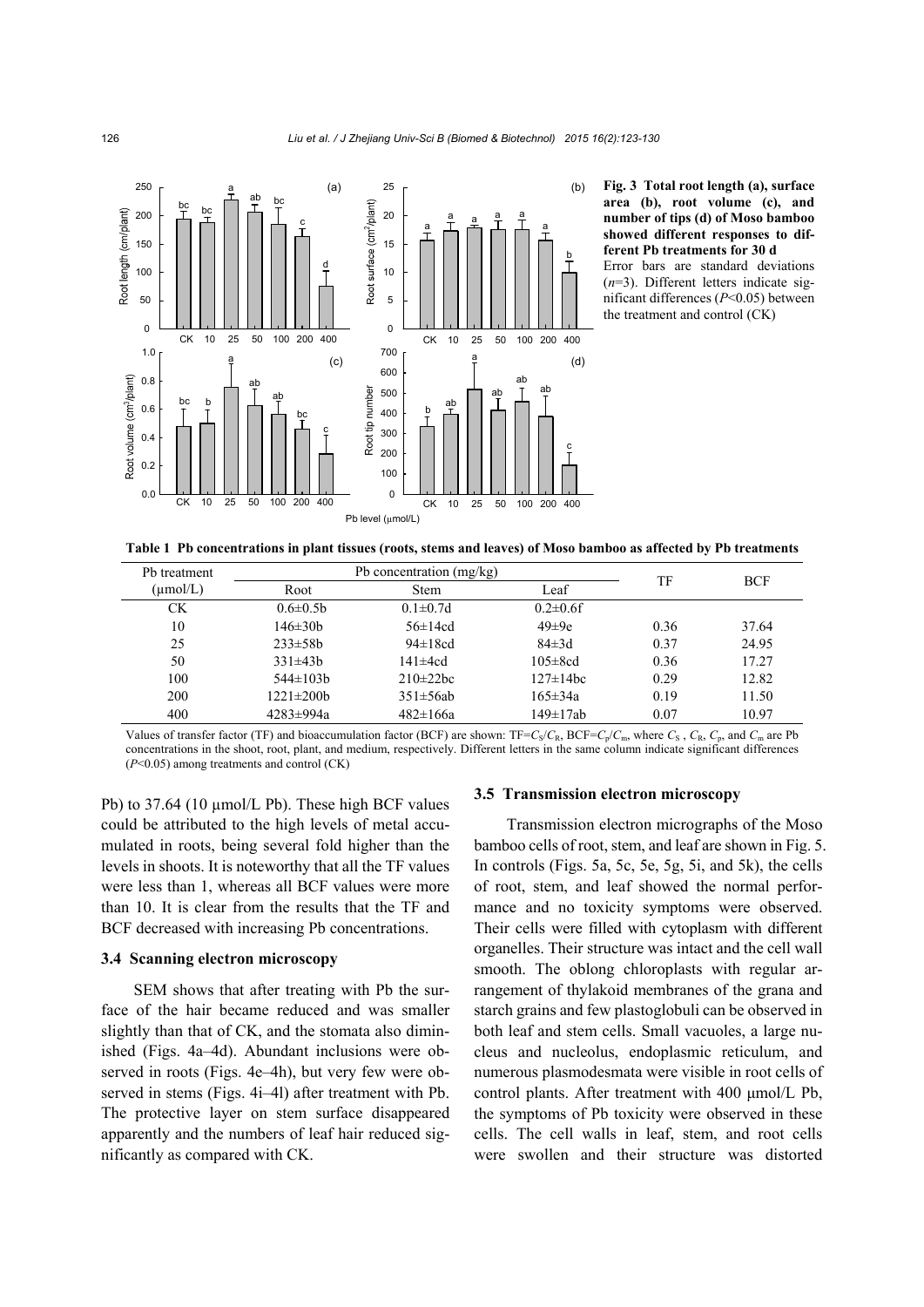**Fig. 3 Total root length (a), surface area (b), root volume (c), and number of tips (d) of Moso bamboo showed different responses to different Pb treatments for 30 d**

Error bars are standard deviations ($n$=3). Different letters indicate significant differences ($P$<0.05) between the treatment and control (CK)

**Table 1 Pb concentrations in plant tissues (roots, stems and leaves) of Moso bamboo as affected by Pb treatments**

| Pb treatment (μmol/L) | Pb concentration (mg/kg) | | | TF | BCF |
|---|---|---|---|---|---|
| | Root | Stem | Leaf | | |
| CK | 0.6±0.5b | 0.1±0.7d | 0.2±0.6f | | |
| 10 | 146±30b | 56±14cd | 49±9e | 0.36 | 37.64 |
| 25 | 233±58b | 94±18cd | 84±3d | 0.37 | 24.95 |
| 50 | 331±43b | 141±4cd | 105±8cd | 0.36 | 17.27 |
| 100 | 544±103b | 210±22bc | 127±14bc | 0.29 | 12.82 |
| 200 | 1221±200b | 351±56ab | 165±34a | 0.19 | 11.50 |
| 400 | 4283±994a | 482±166a | 149±17ab | 0.07 | 10.97 |

Values of transfer factor (TF) and bioaccumulation factor (BCF) are shown: TF=$C_S/C_R$, BCF=$C_p/C_m$, where $C_S$, $C_R$, $C_p$, and $C_m$ are Pb concentrations in the shoot, root, plant, and medium, respectively. Different letters in the same column indicate significant differences ($P$<0.05) among treatments and control (CK)

Pb) to 37.64 (10 μmol/L Pb). These high BCF values could be attributed to the high levels of metal accumulated in roots, being several fold higher than the levels in shoots. It is noteworthy that all the TF values were less than 1, whereas all BCF values were more than 10. It is clear from the results that the TF and BCF decreased with increasing Pb concentrations.

### 3.4 Scanning electron microscopy

SEM shows that after treating with Pb the surface of the hair became reduced and was smaller slightly than that of CK, and the stomata also diminished (Figs. 4a–4d). Abundant inclusions were observed in roots (Figs. 4e–4h), but very few were observed in stems (Figs. 4i–4l) after treatment with Pb. The protective layer on stem surface disappeared apparently and the numbers of leaf hair reduced significantly as compared with CK.

### 3.5 Transmission electron microscopy

Transmission electron micrographs of the Moso bamboo cells of root, stem, and leaf are shown in Fig. 5. In controls (Figs. 5a, 5c, 5e, 5g, 5i, and 5k), the cells of root, stem, and leaf showed the normal performance and no toxicity symptoms were observed. Their cells were filled with cytoplasm with different organelles. Their structure was intact and the cell wall smooth. The oblong chloroplasts with regular arrangement of thylakoid membranes of the grana and starch grains and few plastoglobuli can be observed in both leaf and stem cells. Small vacuoles, a large nucleus and nucleolus, endoplasmic reticulum, and numerous plasmodesmata were visible in root cells of control plants. After treatment with 400 μmol/L Pb, the symptoms of Pb toxicity were observed in these cells. The cell walls in leaf, stem, and root cells were swollen and their structure was distorted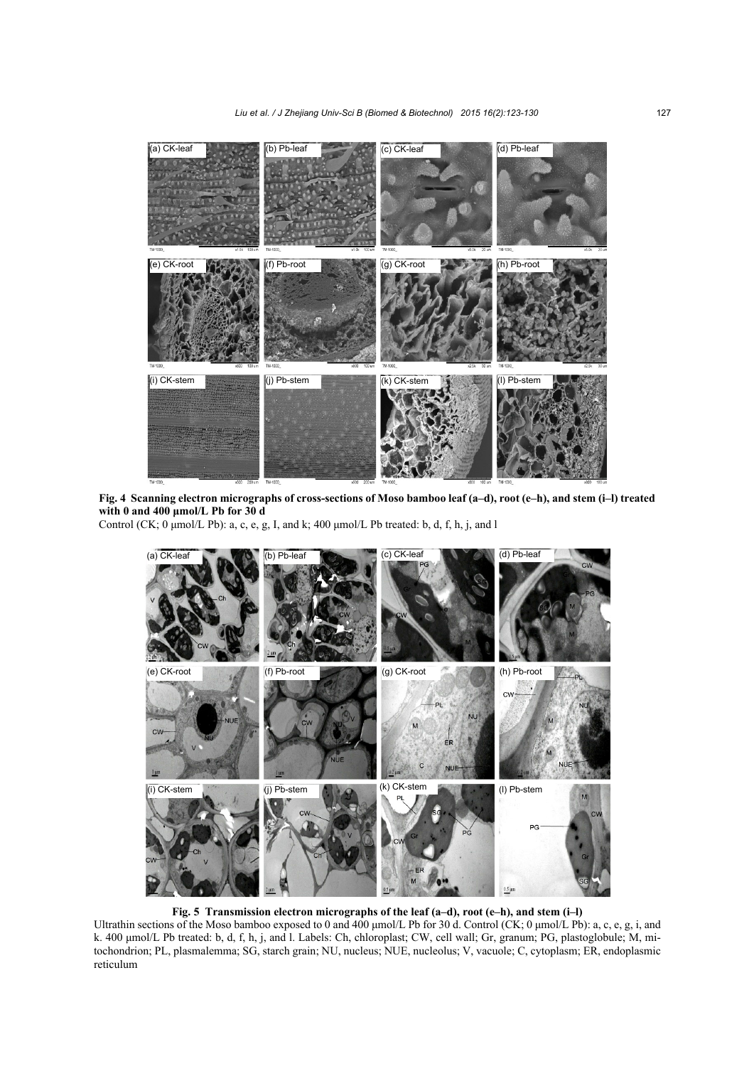**Fig. 4 Scanning electron micrographs of cross-sections of Moso bamboo leaf (a–d), root (e–h), and stem (i–l) treated with 0 and 400 μmol/L Pb for 30 d**

Control (CK; 0 μmol/L Pb): a, c, e, g, I, and k; 400 μmol/L Pb treated: b, d, f, h, j, and l

**Fig. 5 Transmission electron micrographs of the leaf (a–d), root (e–h), and stem (i–l)**

Ultrathin sections of the Moso bamboo exposed to 0 and 400 μmol/L Pb for 30 d. Control (CK; 0 μmol/L Pb): a, c, e, g, i, and k. 400 μmol/L Pb treated: b, d, f, h, j, and l. Labels: Ch, chloroplast; CW, cell wall; Gr, granum; PG, plastoglobule; M, mitochondrion; PL, plasmalemma; SG, starch grain; NU, nucleus; NUE, nucleolus; V, vacuole; C, cytoplasm; ER, endoplasmic reticulum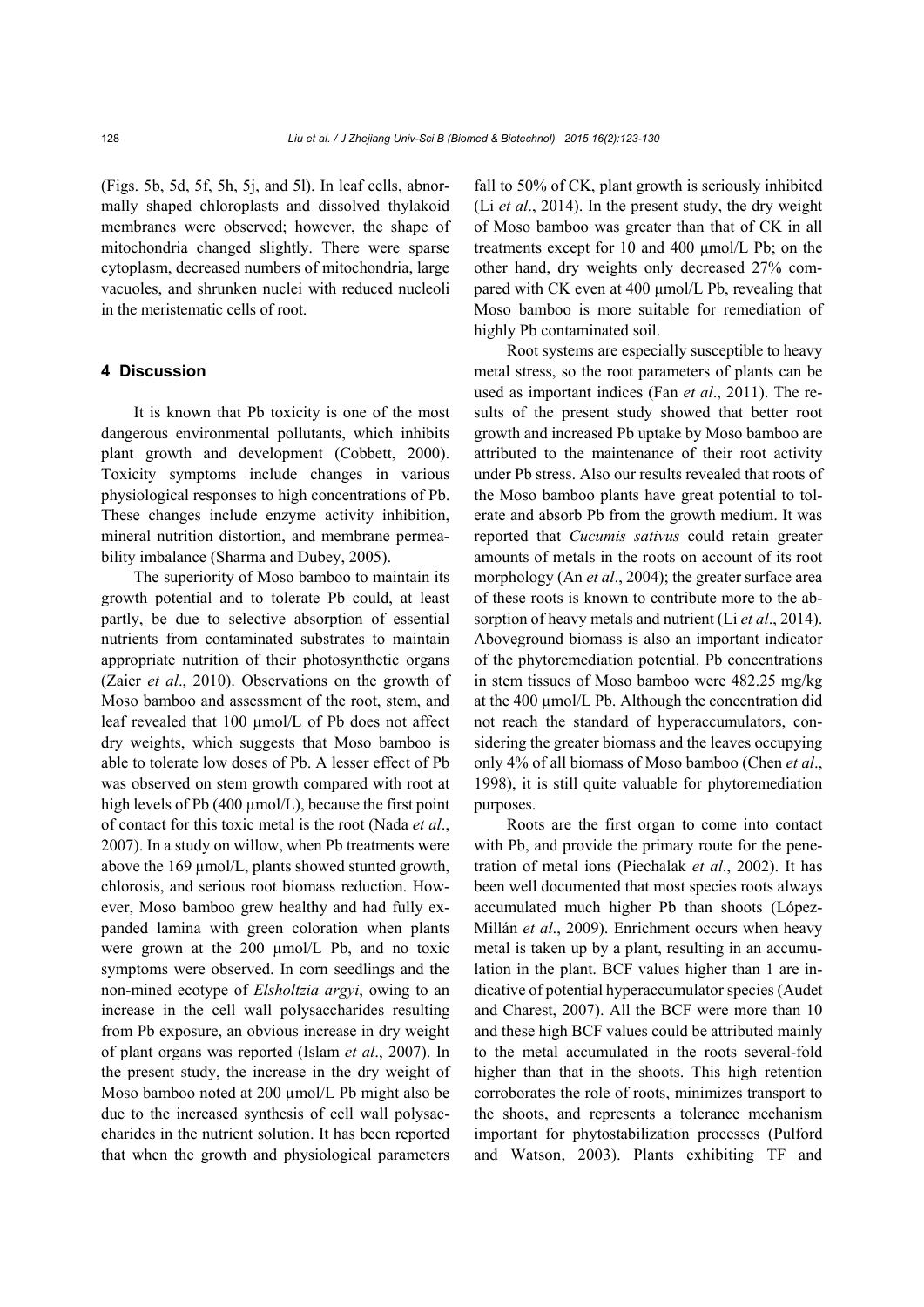(Figs. 5b, 5d, 5f, 5h, 5j, and 5l). In leaf cells, abnormally shaped chloroplasts and dissolved thylakoid membranes were observed; however, the shape of mitochondria changed slightly. There were sparse cytoplasm, decreased numbers of mitochondria, large vacuoles, and shrunken nuclei with reduced nucleoli in the meristematic cells of root.

## 4 Discussion

It is known that Pb toxicity is one of the most dangerous environmental pollutants, which inhibits plant growth and development (Cobbett, 2000). Toxicity symptoms include changes in various physiological responses to high concentrations of Pb. These changes include enzyme activity inhibition, mineral nutrition distortion, and membrane permeability imbalance (Sharma and Dubey, 2005).

The superiority of Moso bamboo to maintain its growth potential and to tolerate Pb could, at least partly, be due to selective absorption of essential nutrients from contaminated substrates to maintain appropriate nutrition of their photosynthetic organs (Zaier *et al*., 2010). Observations on the growth of Moso bamboo and assessment of the root, stem, and leaf revealed that 100 μmol/L of Pb does not affect dry weights, which suggests that Moso bamboo is able to tolerate low doses of Pb. A lesser effect of Pb was observed on stem growth compared with root at high levels of Pb (400 μmol/L), because the first point of contact for this toxic metal is the root (Nada *et al*., 2007). In a study on willow, when Pb treatments were above the 169 μmol/L, plants showed stunted growth, chlorosis, and serious root biomass reduction. However, Moso bamboo grew healthy and had fully expanded lamina with green coloration when plants were grown at the 200 μmol/L Pb, and no toxic symptoms were observed. In corn seedlings and the non-mined ecotype of *Elsholtzia argyi*, owing to an increase in the cell wall polysaccharides resulting from Pb exposure, an obvious increase in dry weight of plant organs was reported (Islam *et al*., 2007). In the present study, the increase in the dry weight of Moso bamboo noted at 200 μmol/L Pb might also be due to the increased synthesis of cell wall polysaccharides in the nutrient solution. It has been reported that when the growth and physiological parameters fall to 50% of CK, plant growth is seriously inhibited (Li *et al*., 2014). In the present study, the dry weight of Moso bamboo was greater than that of CK in all treatments except for 10 and 400 μmol/L Pb; on the other hand, dry weights only decreased 27% compared with CK even at 400 μmol/L Pb, revealing that Moso bamboo is more suitable for remediation of highly Pb contaminated soil.

Root systems are especially susceptible to heavy metal stress, so the root parameters of plants can be used as important indices (Fan *et al*., 2011). The results of the present study showed that better root growth and increased Pb uptake by Moso bamboo are attributed to the maintenance of their root activity under Pb stress. Also our results revealed that roots of the Moso bamboo plants have great potential to tolerate and absorb Pb from the growth medium. It was reported that *Cucumis sativus* could retain greater amounts of metals in the roots on account of its root morphology (An *et al*., 2004); the greater surface area of these roots is known to contribute more to the absorption of heavy metals and nutrient (Li *et al*., 2014). Aboveground biomass is also an important indicator of the phytoremediation potential. Pb concentrations in stem tissues of Moso bamboo were 482.25 mg/kg at the 400 μmol/L Pb. Although the concentration did not reach the standard of hyperaccumulators, considering the greater biomass and the leaves occupying only 4% of all biomass of Moso bamboo (Chen *et al*., 1998), it is still quite valuable for phytoremediation purposes.

Roots are the first organ to come into contact with Pb, and provide the primary route for the penetration of metal ions (Piechalak *et al*., 2002). It has been well documented that most species roots always accumulated much higher Pb than shoots (López-Millán *et al*., 2009). Enrichment occurs when heavy metal is taken up by a plant, resulting in an accumulation in the plant. BCF values higher than 1 are indicative of potential hyperaccumulator species (Audet and Charest, 2007). All the BCF were more than 10 and these high BCF values could be attributed mainly to the metal accumulated in the roots several-fold higher than that in the shoots. This high retention corroborates the role of roots, minimizes transport to the shoots, and represents a tolerance mechanism important for phytostabilization processes (Pulford and Watson, 2003). Plants exhibiting TF and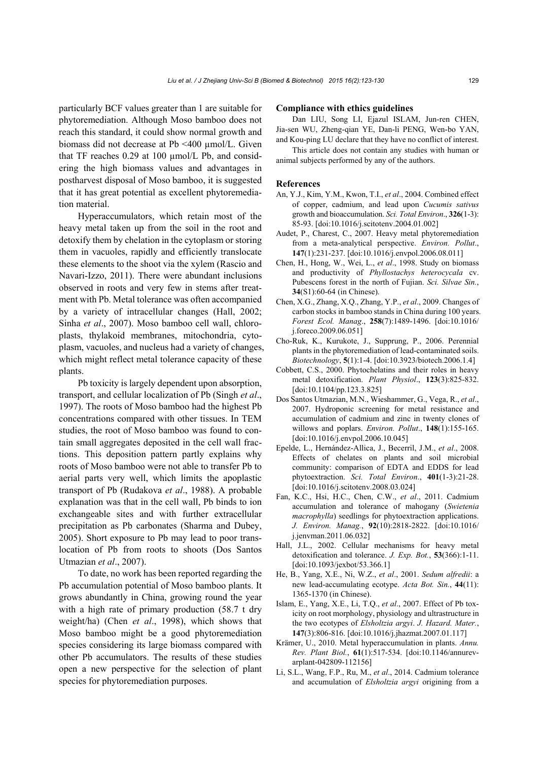particularly BCF values greater than 1 are suitable for phytoremediation. Although Moso bamboo does not reach this standard, it could show normal growth and biomass did not decrease at Pb <400 μmol/L. Given that TF reaches 0.29 at 100 μmol/L Pb, and considering the high biomass values and advantages in postharvest disposal of Moso bamboo, it is suggested that it has great potential as excellent phytoremediation material.

Hyperaccumulators, which retain most of the heavy metal taken up from the soil in the root and detoxify them by chelation in the cytoplasm or storing them in vacuoles, rapidly and efficiently translocate these elements to the shoot via the xylem (Rascio and Navari-Izzo, 2011). There were abundant inclusions observed in roots and very few in stems after treatment with Pb. Metal tolerance was often accompanied by a variety of intracellular changes (Hall, 2002; Sinha *et al*., 2007). Moso bamboo cell wall, chloroplasts, thylakoid membranes, mitochondria, cytoplasm, vacuoles, and nucleus had a variety of changes, which might reflect metal tolerance capacity of these plants.

Pb toxicity is largely dependent upon absorption, transport, and cellular localization of Pb (Singh *et al*., 1997). The roots of Moso bamboo had the highest Pb concentrations compared with other tissues. In TEM studies, the root of Moso bamboo was found to contain small aggregates deposited in the cell wall fractions. This deposition pattern partly explains why roots of Moso bamboo were not able to transfer Pb to aerial parts very well, which limits the apoplastic transport of Pb (Rudakova *et al*., 1988). A probable explanation was that in the cell wall, Pb binds to ion exchangeable sites and with further extracellular precipitation as Pb carbonates (Sharma and Dubey, 2005). Short exposure to Pb may lead to poor translocation of Pb from roots to shoots (Dos Santos Utmazian *et al*., 2007).

To date, no work has been reported regarding the Pb accumulation potential of Moso bamboo plants. It grows abundantly in China, growing round the year with a high rate of primary production (58.7 t dry weight/ha) (Chen *et al*., 1998), which shows that Moso bamboo might be a good phytoremediation species considering its large biomass compared with other Pb accumulators. The results of these studies open a new perspective for the selection of plant species for phytoremediation purposes.

### Compliance with ethics guidelines

Dan LIU, Song LI, Ejazul ISLAM, Jun-ren CHEN, Jia-sen WU, Zheng-qian YE, Dan-li PENG, Wen-bo YAN, and Kou-ping LU declare that they have no conflict of interest.

This article does not contain any studies with human or animal subjects performed by any of the authors.

### References

An, Y.J., Kim, Y.M., Kwon, T.I., *et al*., 2004. Combined effect of copper, cadmium, and lead upon *Cucumis sativus* growth and bioaccumulation. *Sci. Total Environ*., **326**(1-3): 85-93. [doi:10.1016/j.scitotenv.2004.01.002]

Audet, P., Charest, C., 2007. Heavy metal phytoremediation from a meta-analytical perspective. *Environ. Pollut*., **147**(1):231-237. [doi:10.1016/j.envpol.2006.08.011]

Chen, H., Hong, W., Wei, L., *et al*., 1998. Study on biomass and productivity of *Phyllostachys heterocycala* cv. Pubescens forest in the north of Fujian. *Sci. Silvae Sin.*, **34**(S1):60-64 (in Chinese).

Chen, X.G., Zhang, X.Q., Zhang, Y.P., *et al*., 2009. Changes of carbon stocks in bamboo stands in China during 100 years. *Forest Ecol. Manag*., **258**(7):1489-1496. [doi:10.1016/j.foreco.2009.06.051]

Cho-Ruk, K., Kurukote, J., Supprung, P., 2006. Perennial plants in the phytoremediation of lead-contaminated soils. *Biotechnology*, **5**(1):1-4. [doi:10.3923/biotech.2006.1.4]

Cobbett, C.S., 2000. Phytochelatins and their roles in heavy metal detoxification. *Plant Physiol*., **123**(3):825-832. [doi:10.1104/pp.123.3.825]

Dos Santos Utmazian, M.N., Wieshammer, G., Vega, R., *et al*., 2007. Hydroponic screening for metal resistance and accumulation of cadmium and zinc in twenty clones of willows and poplars. *Environ. Pollut*., **148**(1):155-165. [doi:10.1016/j.envpol.2006.10.045]

Epelde, L., Hernández-Allica, J., Becerril, J.M., *et al*., 2008. Effects of chelates on plants and soil microbial community: comparison of EDTA and EDDS for lead phytoextraction. *Sci. Total Environ*., **401**(1-3):21-28. [doi:10.1016/j.scitotenv.2008.03.024]

Fan, K.C., Hsi, H.C., Chen, C.W., *et al*., 2011. Cadmium accumulation and tolerance of mahogany (*Swietenia macrophylla*) seedlings for phytoextraction applications. *J. Environ. Manag.*, **92**(10):2818-2822. [doi:10.1016/j.jenvman.2011.06.032]

Hall, J.L., 2002. Cellular mechanisms for heavy metal detoxification and tolerance. *J. Exp. Bot.*, **53**(366):1-11. [doi:10.1093/jexbot/53.366.1]

He, B., Yang, X.E., Ni, W.Z., *et al*., 2001. *Sedum alfredii*: a new lead-accumulating ecotype. *Acta Bot. Sin*., **44**(11): 1365-1370 (in Chinese).

Islam, E., Yang, X.E., Li, T.Q., *et al*., 2007. Effect of Pb toxicity on root morphology, physiology and ultrastructure in the two ecotypes of *Elsholtzia argyi*. *J. Hazard. Mater.*, **147**(3):806-816. [doi:10.1016/j.jhazmat.2007.01.117]

Krämer, U., 2010. Metal hyperaccumulation in plants. *Annu. Rev. Plant Biol.*, **61**(1):517-534. [doi:10.1146/annurev-arplant-042809-112156]

Li, S.L., Wang, F.P., Ru, M., *et al*., 2014. Cadmium tolerance and accumulation of *Elsholtzia argyi* origining from a